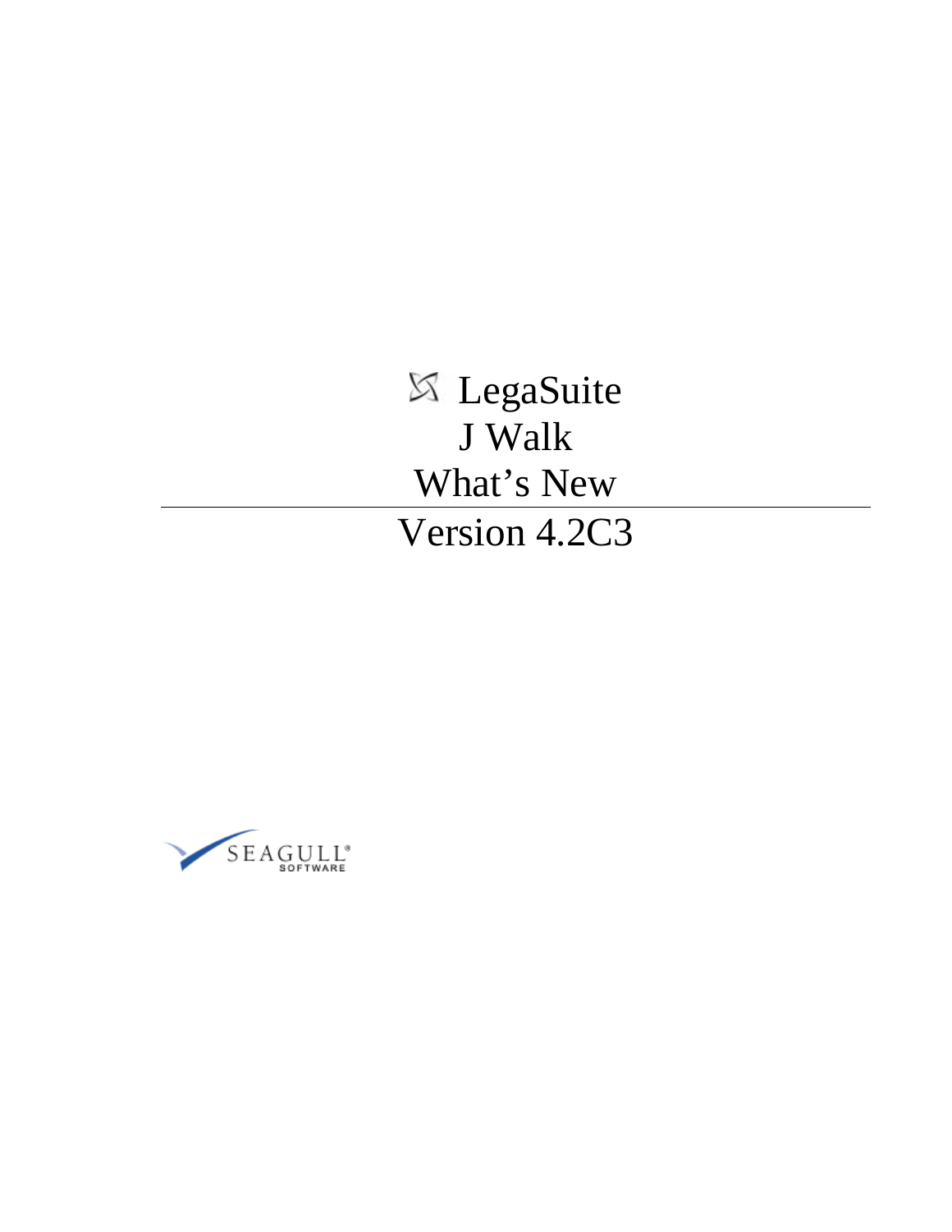# LegaSuite

# J Walk

# What's New

---

# Version 4.2C3

SEAGULL® SOFTWARE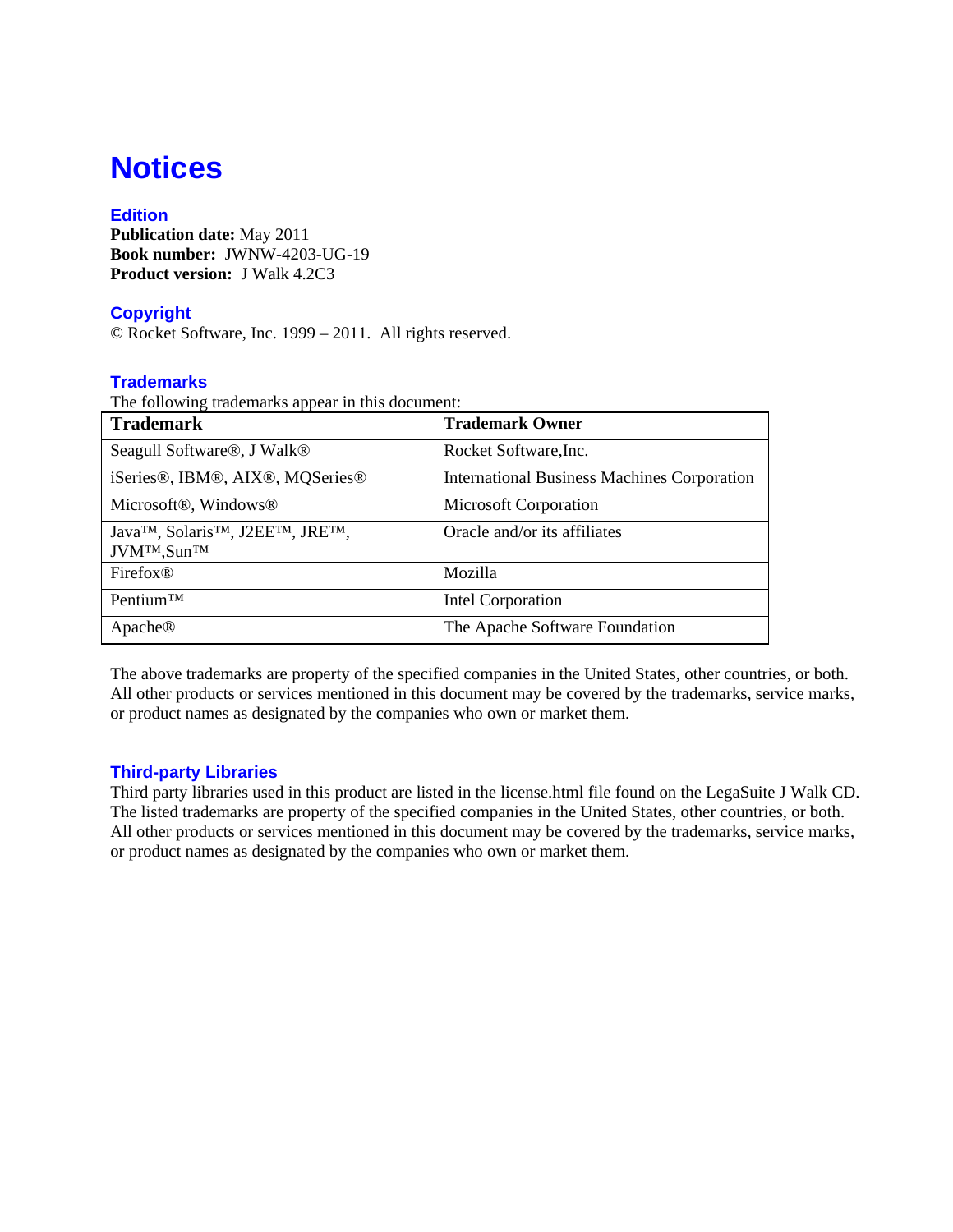# Notices

## Edition

**Publication date:** May 2011
**Book number:** JWNW-4203-UG-19
**Product version:** J Walk 4.2C3

## Copyright

© Rocket Software, Inc. 1999 – 2011. All rights reserved.

## Trademarks

The following trademarks appear in this document:

| Trademark | Trademark Owner |
|---|---|
| Seagull Software®, J Walk® | Rocket Software,Inc. |
| iSeries®, IBM®, AIX®, MQSeries® | International Business Machines Corporation |
| Microsoft®, Windows® | Microsoft Corporation |
| Java™, Solaris™, J2EE™, JRE™, JVM™,Sun™ | Oracle and/or its affiliates |
| Firefox® | Mozilla |
| Pentium™ | Intel Corporation |
| Apache® | The Apache Software Foundation |

The above trademarks are property of the specified companies in the United States, other countries, or both. All other products or services mentioned in this document may be covered by the trademarks, service marks, or product names as designated by the companies who own or market them.

## Third-party Libraries

Third party libraries used in this product are listed in the license.html file found on the LegaSuite J Walk CD. The listed trademarks are property of the specified companies in the United States, other countries, or both. All other products or services mentioned in this document may be covered by the trademarks, service marks, or product names as designated by the companies who own or market them.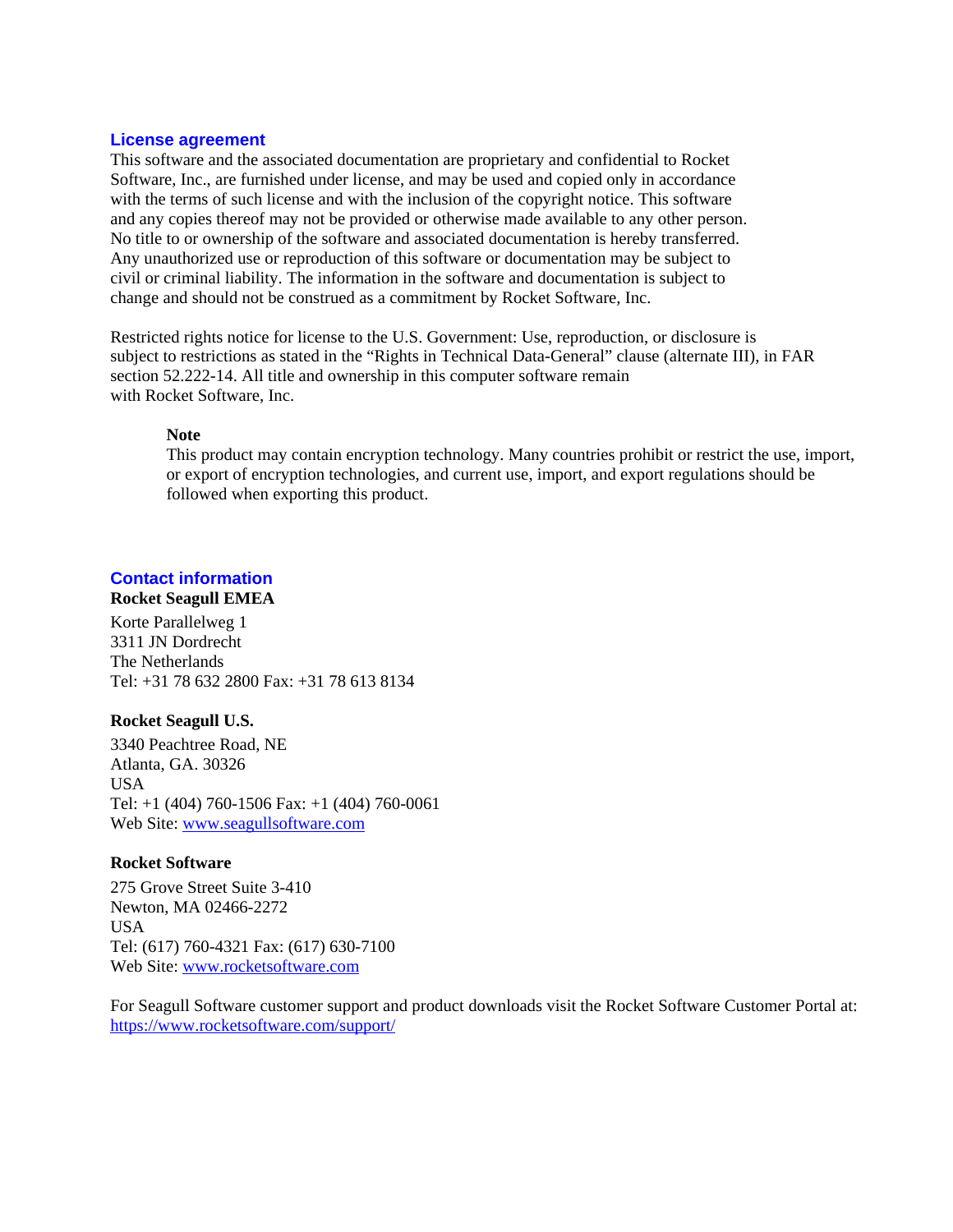## License agreement

This software and the associated documentation are proprietary and confidential to Rocket Software, Inc., are furnished under license, and may be used and copied only in accordance with the terms of such license and with the inclusion of the copyright notice. This software and any copies thereof may not be provided or otherwise made available to any other person. No title to or ownership of the software and associated documentation is hereby transferred. Any unauthorized use or reproduction of this software or documentation may be subject to civil or criminal liability. The information in the software and documentation is subject to change and should not be construed as a commitment by Rocket Software, Inc.

Restricted rights notice for license to the U.S. Government: Use, reproduction, or disclosure is subject to restrictions as stated in the "Rights in Technical Data-General" clause (alternate III), in FAR section 52.222-14. All title and ownership in this computer software remain with Rocket Software, Inc.

> **Note**
> This product may contain encryption technology. Many countries prohibit or restrict the use, import, or export of encryption technologies, and current use, import, and export regulations should be followed when exporting this product.

## Contact information

**Rocket Seagull EMEA**

Korte Parallelweg 1
3311 JN Dordrecht
The Netherlands
Tel: +31 78 632 2800 Fax: +31 78 613 8134

**Rocket Seagull U.S.**

3340 Peachtree Road, NE
Atlanta, GA. 30326
USA
Tel: +1 (404) 760-1506 Fax: +1 (404) 760-0061
Web Site: www.seagullsoftware.com

**Rocket Software**

275 Grove Street Suite 3-410
Newton, MA 02466-2272
USA
Tel: (617) 760-4321 Fax: (617) 630-7100
Web Site: www.rocketsoftware.com

For Seagull Software customer support and product downloads visit the Rocket Software Customer Portal at: https://www.rocketsoftware.com/support/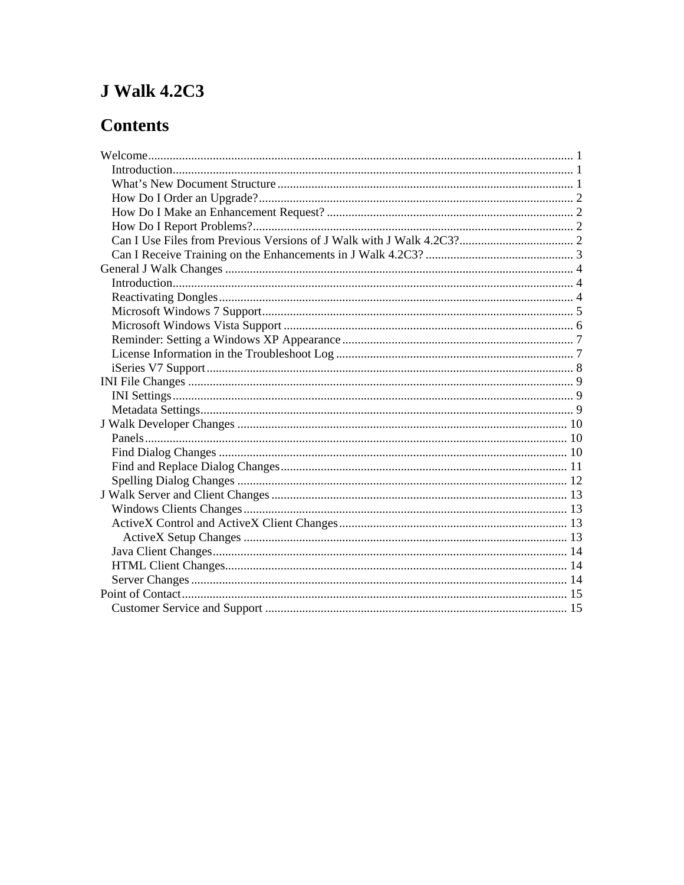# J Walk 4.2C3

# Contents

Welcome ........................................................................................................................ 1
- Introduction ................................................................................................................. 1
- What's New Document Structure ............................................................................... 1
- How Do I Order an Upgrade? ..................................................................................... 2
- How Do I Make an Enhancement Request? ................................................................ 2
- How Do I Report Problems? ....................................................................................... 2
- Can I Use Files from Previous Versions of J Walk with J Walk 4.2C3? ..................... 2
- Can I Receive Training on the Enhancements in J Walk 4.2C3? ............................... 3

General J Walk Changes ................................................................................................ 4
- Introduction ................................................................................................................. 4
- Reactivating Dongles .................................................................................................. 4
- Microsoft Windows 7 Support ..................................................................................... 5
- Microsoft Windows Vista Support ............................................................................... 6
- Reminder: Setting a Windows XP Appearance ........................................................... 7
- License Information in the Troubleshoot Log ............................................................. 7
- iSeries V7 Support ...................................................................................................... 8

INI File Changes ............................................................................................................ 9
- INI Settings ................................................................................................................. 9
- Metadata Settings ........................................................................................................ 9

J Walk Developer Changes .......................................................................................... 10
- Panels ........................................................................................................................ 10
- Find Dialog Changes ................................................................................................. 10
- Find and Replace Dialog Changes ............................................................................ 11
- Spelling Dialog Changes ........................................................................................... 12

J Walk Server and Client Changes ............................................................................... 13
- Windows Clients Changes ......................................................................................... 13
- ActiveX Control and ActiveX Client Changes ........................................................... 13
  - ActiveX Setup Changes ......................................................................................... 13
- Java Client Changes .................................................................................................. 14
- HTML Client Changes ............................................................................................... 14
- Server Changes .......................................................................................................... 14

Point of Contact ............................................................................................................ 15
- Customer Service and Support .................................................................................. 15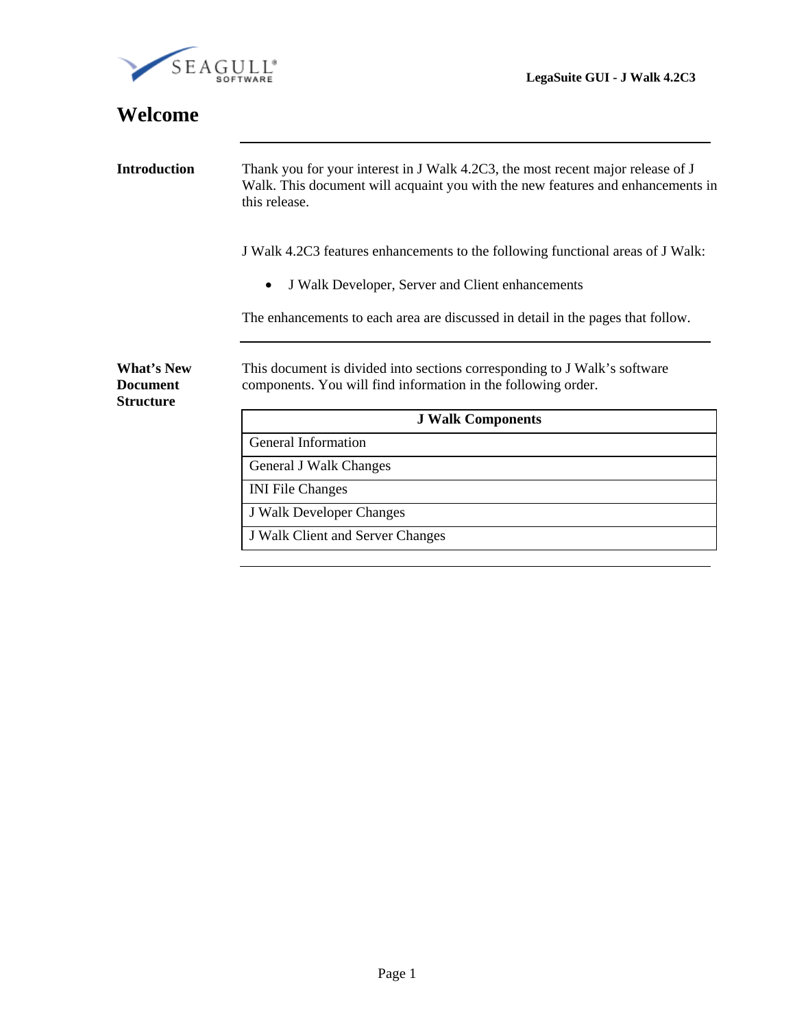# Welcome

## Introduction

Thank you for your interest in J Walk 4.2C3, the most recent major release of J Walk. This document will acquaint you with the new features and enhancements in this release.

J Walk 4.2C3 features enhancements to the following functional areas of J Walk:

- J Walk Developer, Server and Client enhancements

The enhancements to each area are discussed in detail in the pages that follow.

## What's New Document Structure

This document is divided into sections corresponding to J Walk's software components. You will find information in the following order.

| J Walk Components |
| --- |
| General Information |
| General J Walk Changes |
| INI File Changes |
| J Walk Developer Changes |
| J Walk Client and Server Changes |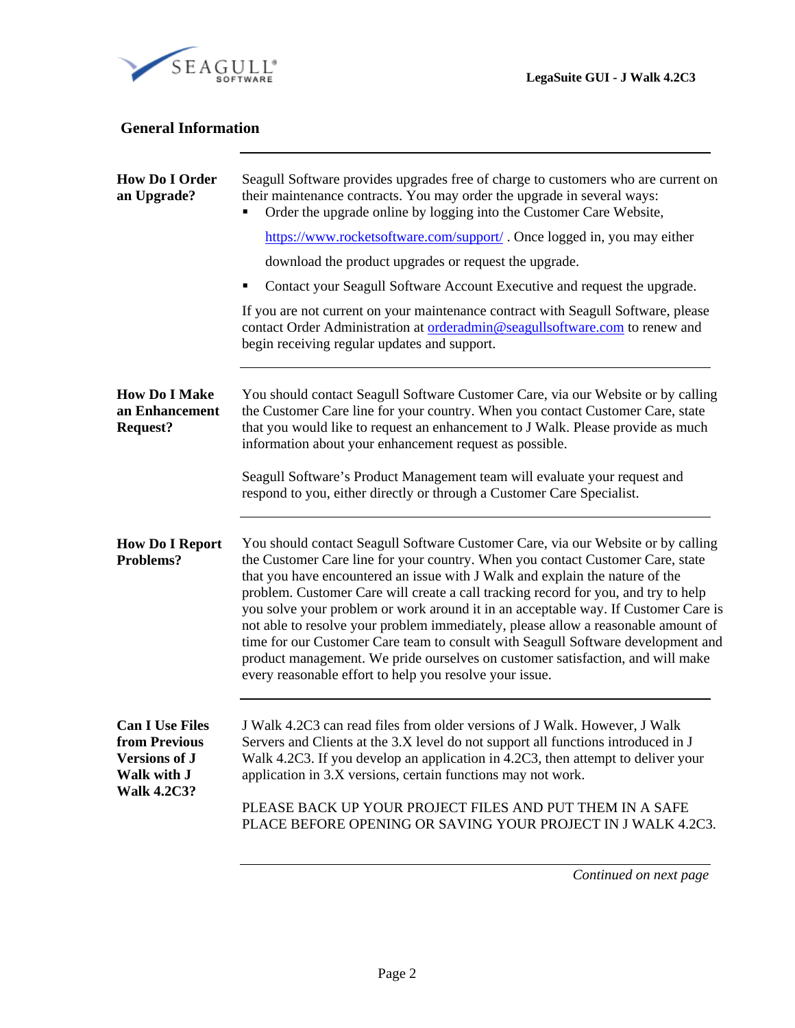## General Information

### How Do I Order an Upgrade?

Seagull Software provides upgrades free of charge to customers who are current on their maintenance contracts. You may order the upgrade in several ways:

- Order the upgrade online by logging into the Customer Care Website, https://www.rocketsoftware.com/support/ . Once logged in, you may either download the product upgrades or request the upgrade.
- Contact your Seagull Software Account Executive and request the upgrade.

If you are not current on your maintenance contract with Seagull Software, please contact Order Administration at orderadmin@seagullsoftware.com to renew and begin receiving regular updates and support.

### How Do I Make an Enhancement Request?

You should contact Seagull Software Customer Care, via our Website or by calling the Customer Care line for your country. When you contact Customer Care, state that you would like to request an enhancement to J Walk. Please provide as much information about your enhancement request as possible.

Seagull Software's Product Management team will evaluate your request and respond to you, either directly or through a Customer Care Specialist.

### How Do I Report Problems?

You should contact Seagull Software Customer Care, via our Website or by calling the Customer Care line for your country. When you contact Customer Care, state that you have encountered an issue with J Walk and explain the nature of the problem. Customer Care will create a call tracking record for you, and try to help you solve your problem or work around it in an acceptable way. If Customer Care is not able to resolve your problem immediately, please allow a reasonable amount of time for our Customer Care team to consult with Seagull Software development and product management. We pride ourselves on customer satisfaction, and will make every reasonable effort to help you resolve your issue.

### Can I Use Files from Previous Versions of J Walk with J Walk 4.2C3?

J Walk 4.2C3 can read files from older versions of J Walk. However, J Walk Servers and Clients at the 3.X level do not support all functions introduced in J Walk 4.2C3. If you develop an application in 4.2C3, then attempt to deliver your application in 3.X versions, certain functions may not work.

PLEASE BACK UP YOUR PROJECT FILES AND PUT THEM IN A SAFE PLACE BEFORE OPENING OR SAVING YOUR PROJECT IN J WALK 4.2C3.

*Continued on next page*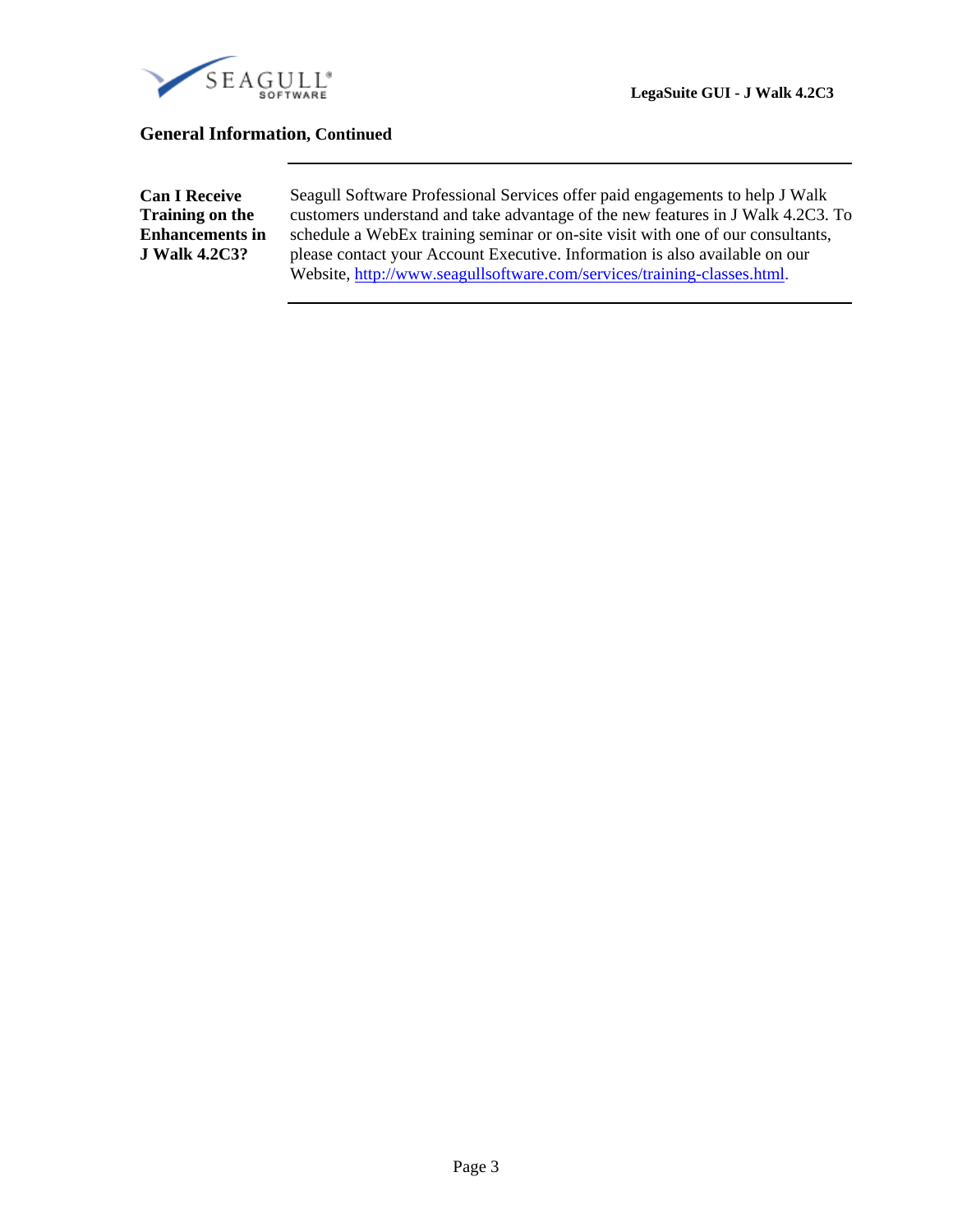## General Information, Continued

**Can I Receive Training on the Enhancements in J Walk 4.2C3?**

Seagull Software Professional Services offer paid engagements to help J Walk customers understand and take advantage of the new features in J Walk 4.2C3. To schedule a WebEx training seminar or on-site visit with one of our consultants, please contact your Account Executive. Information is also available on our Website, [http://www.seagullsoftware.com/services/training-classes.html](http://www.seagullsoftware.com/services/training-classes.html).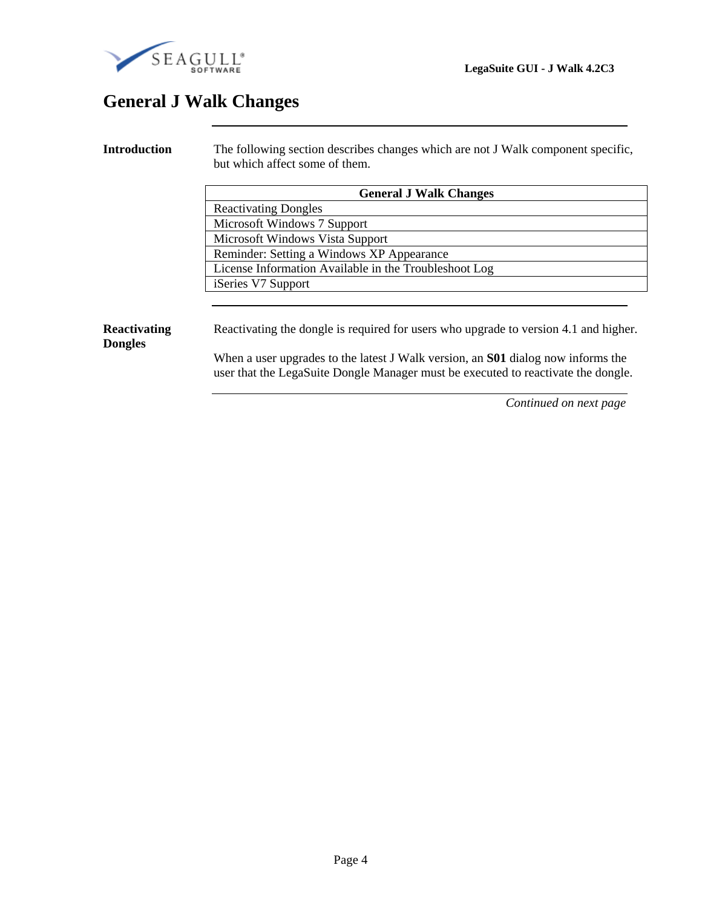# General J Walk Changes

**Introduction**

The following section describes changes which are not J Walk component specific, but which affect some of them.

| General J Walk Changes |
|---|
| Reactivating Dongles |
| Microsoft Windows 7 Support |
| Microsoft Windows Vista Support |
| Reminder: Setting a Windows XP Appearance |
| License Information Available in the Troubleshoot Log |
| iSeries V7 Support |

**Reactivating Dongles**

Reactivating the dongle is required for users who upgrade to version 4.1 and higher.

When a user upgrades to the latest J Walk version, an **S01** dialog now informs the user that the LegaSuite Dongle Manager must be executed to reactivate the dongle.

*Continued on next page*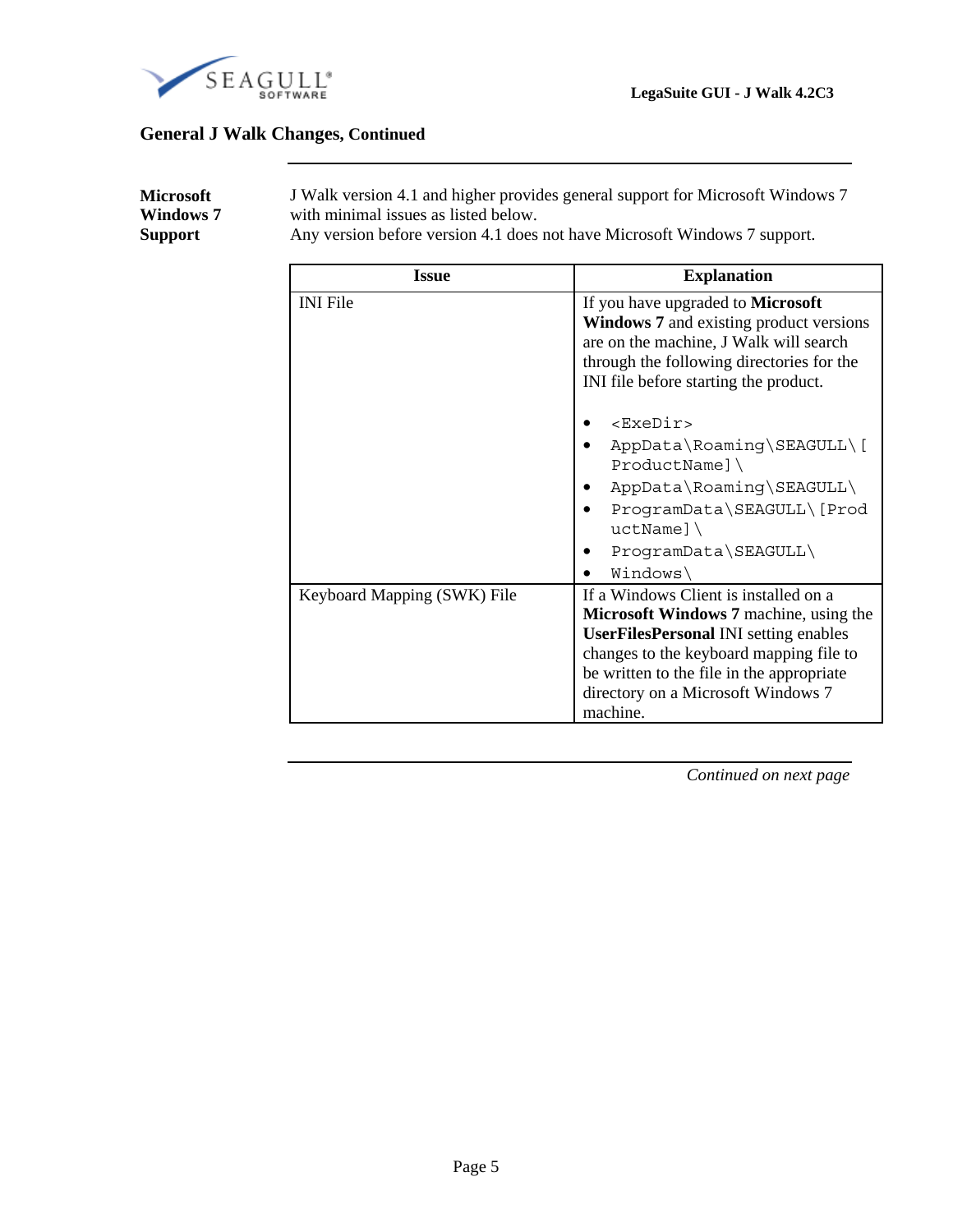## General J Walk Changes, Continued

**Microsoft Windows 7 Support**

J Walk version 4.1 and higher provides general support for Microsoft Windows 7 with minimal issues as listed below.
Any version before version 4.1 does not have Microsoft Windows 7 support.

| Issue | Explanation |
|---|---|
| INI File | If you have upgraded to **Microsoft Windows 7** and existing product versions are on the machine, J Walk will search through the following directories for the INI file before starting the product.<br><br>• `<ExeDir>`<br>• `AppData\Roaming\SEAGULL\[ProductName]\`<br>• `AppData\Roaming\SEAGULL\`<br>• `ProgramData\SEAGULL\[ProductName]\`<br>• `ProgramData\SEAGULL\`<br>• `Windows\` |
| Keyboard Mapping (SWK) File | If a Windows Client is installed on a **Microsoft Windows 7** machine, using the **UserFilesPersonal** INI setting enables changes to the keyboard mapping file to be written to the file in the appropriate directory on a Microsoft Windows 7 machine. |

*Continued on next page*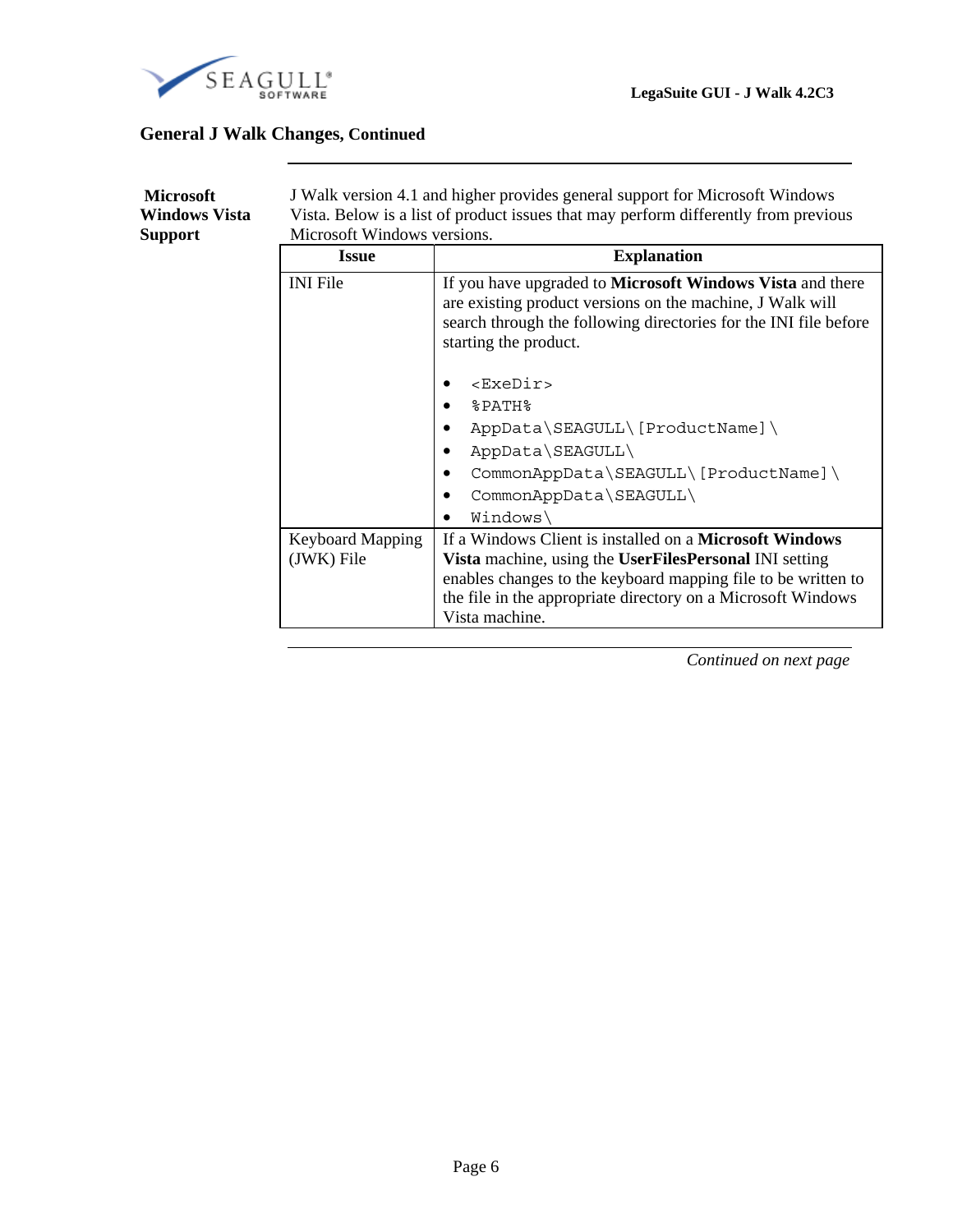## General J Walk Changes, Continued

**Microsoft Windows Vista Support**

J Walk version 4.1 and higher provides general support for Microsoft Windows Vista. Below is a list of product issues that may perform differently from previous Microsoft Windows versions.

| Issue | Explanation |
|---|---|
| INI File | If you have upgraded to **Microsoft Windows Vista** and there are existing product versions on the machine, J Walk will search through the following directories for the INI file before starting the product.<br><br>• `<ExeDir>`<br>• `%PATH%`<br>• `AppData\SEAGULL\[ProductName]\`<br>• `AppData\SEAGULL\`<br>• `CommonAppData\SEAGULL\[ProductName]\`<br>• `CommonAppData\SEAGULL\`<br>• `Windows\` |
| Keyboard Mapping (JWK) File | If a Windows Client is installed on a **Microsoft Windows Vista** machine, using the **UserFilesPersonal** INI setting enables changes to the keyboard mapping file to be written to the file in the appropriate directory on a Microsoft Windows Vista machine. |

*Continued on next page*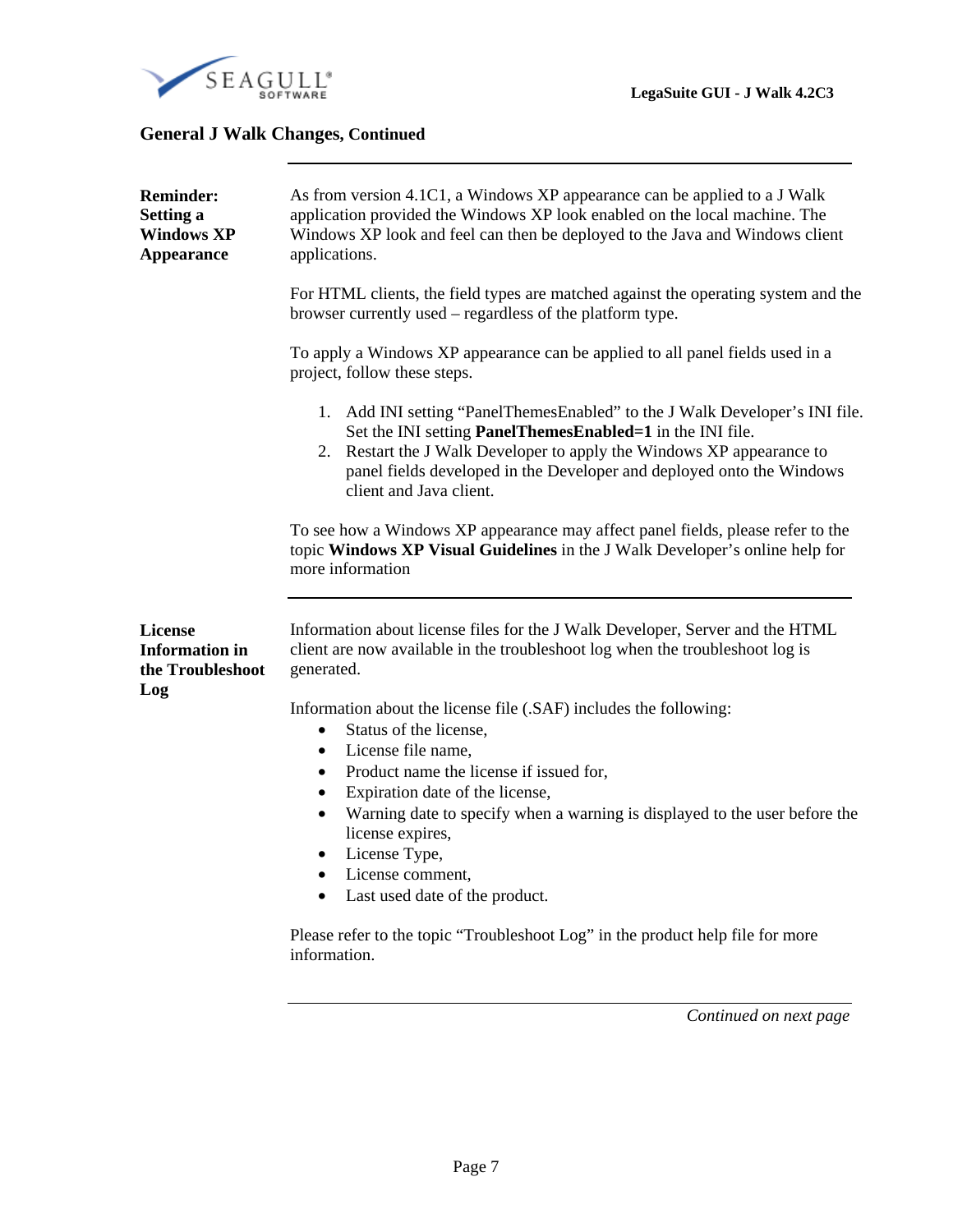## General J Walk Changes, Continued

---

**Reminder: Setting a Windows XP Appearance**

As from version 4.1C1, a Windows XP appearance can be applied to a J Walk application provided the Windows XP look enabled on the local machine. The Windows XP look and feel can then be deployed to the Java and Windows client applications.

For HTML clients, the field types are matched against the operating system and the browser currently used – regardless of the platform type.

To apply a Windows XP appearance can be applied to all panel fields used in a project, follow these steps.

1. Add INI setting "PanelThemesEnabled" to the J Walk Developer's INI file. Set the INI setting **PanelThemesEnabled=1** in the INI file.
2. Restart the J Walk Developer to apply the Windows XP appearance to panel fields developed in the Developer and deployed onto the Windows client and Java client.

To see how a Windows XP appearance may affect panel fields, please refer to the topic **Windows XP Visual Guidelines** in the J Walk Developer's online help for more information

---

**License Information in the Troubleshoot Log**

Information about license files for the J Walk Developer, Server and the HTML client are now available in the troubleshoot log when the troubleshoot log is generated.

Information about the license file (.SAF) includes the following:

- Status of the license,
- License file name,
- Product name the license if issued for,
- Expiration date of the license,
- Warning date to specify when a warning is displayed to the user before the license expires,
- License Type,
- License comment,
- Last used date of the product.

Please refer to the topic "Troubleshoot Log" in the product help file for more information.

---

*Continued on next page*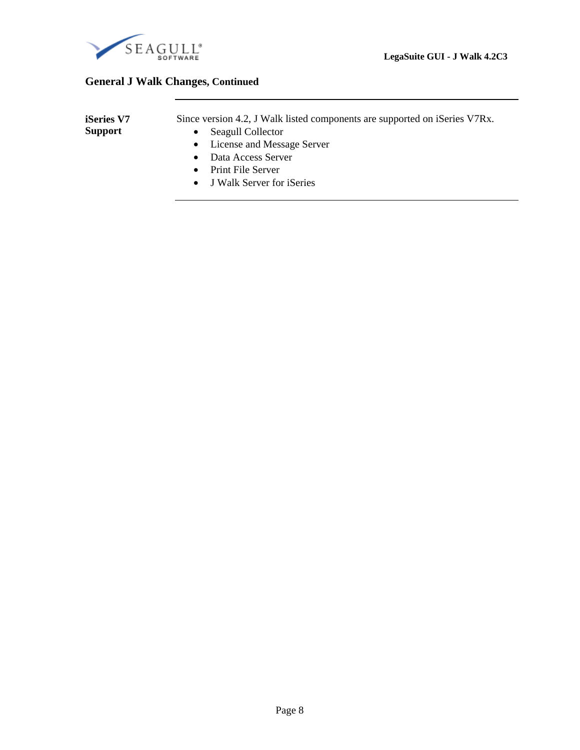## General J Walk Changes, Continued

**iSeries V7 Support**

Since version 4.2, J Walk listed components are supported on iSeries V7Rx.

- Seagull Collector
- License and Message Server
- Data Access Server
- Print File Server
- J Walk Server for iSeries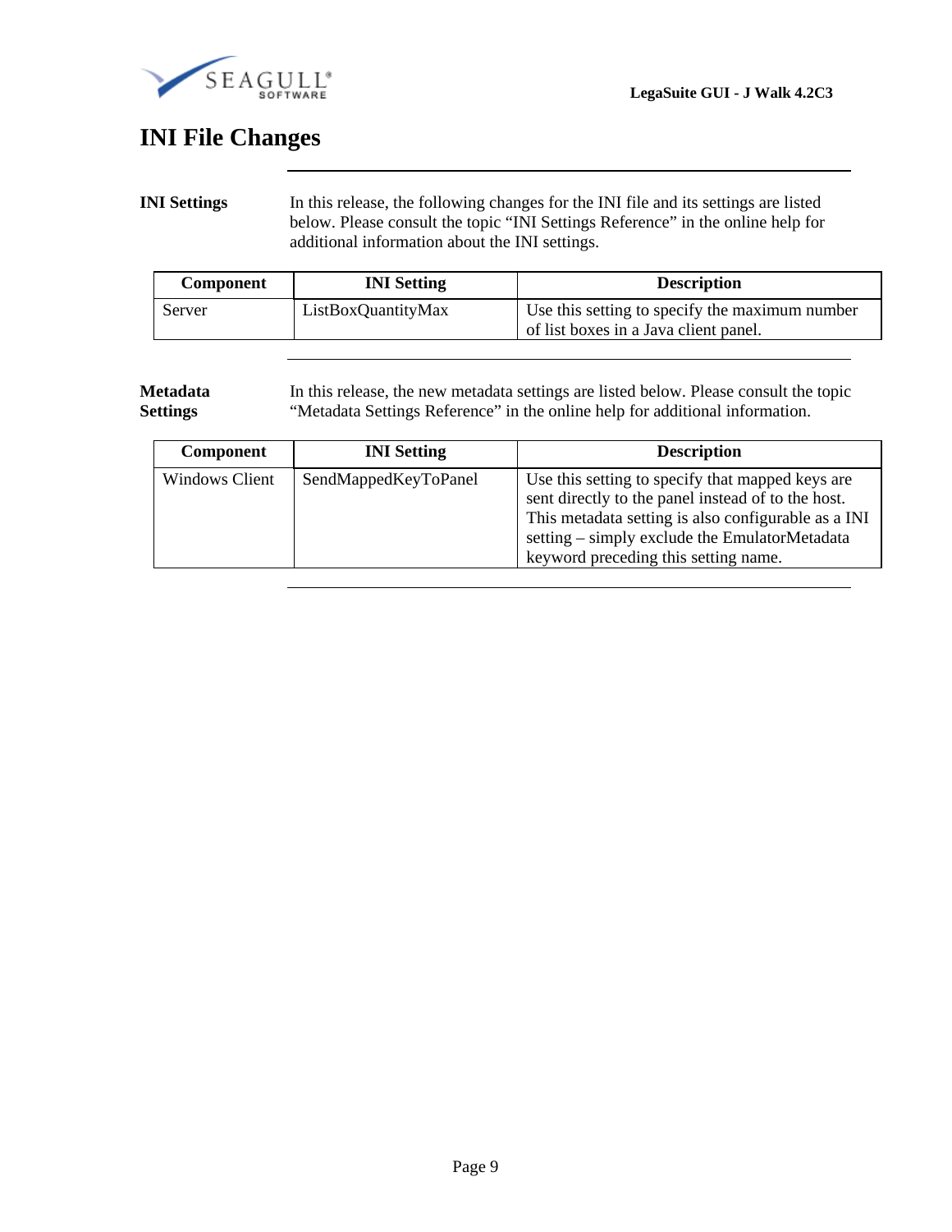# INI File Changes

**INI Settings**

In this release, the following changes for the INI file and its settings are listed below. Please consult the topic “INI Settings Reference” in the online help for additional information about the INI settings.

| Component | INI Setting | Description |
| --- | --- | --- |
| Server | ListBoxQuantityMax | Use this setting to specify the maximum number of list boxes in a Java client panel. |

**Metadata Settings**

In this release, the new metadata settings are listed below. Please consult the topic “Metadata Settings Reference” in the online help for additional information.

| Component | INI Setting | Description |
| --- | --- | --- |
| Windows Client | SendMappedKeyToPanel | Use this setting to specify that mapped keys are sent directly to the panel instead of to the host. This metadata setting is also configurable as a INI setting – simply exclude the EmulatorMetadata keyword preceding this setting name. |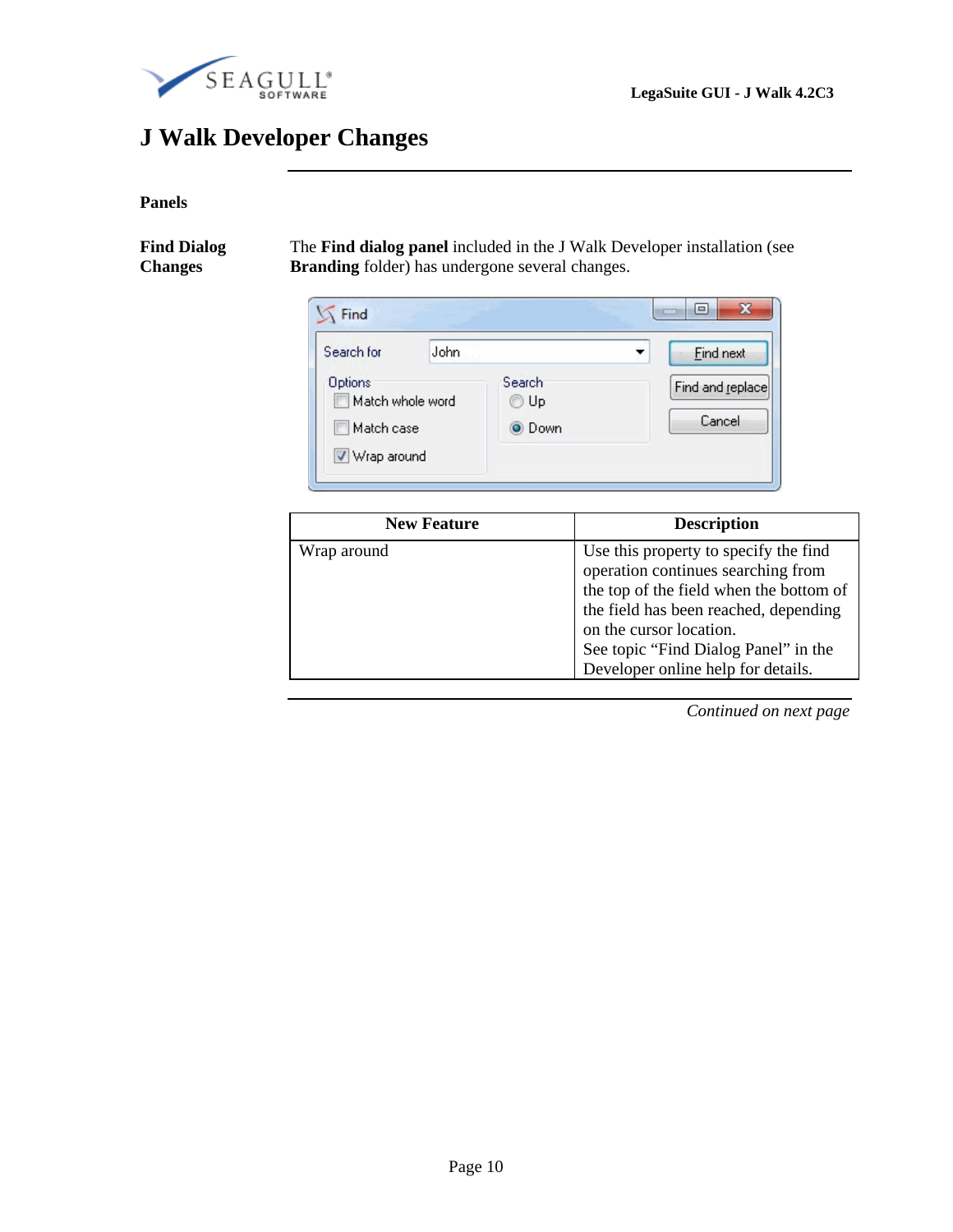# J Walk Developer Changes

## Panels

### Find Dialog Changes

The **Find dialog panel** included in the J Walk Developer installation (see **Branding** folder) has undergone several changes.

| New Feature | Description |
|---|---|
| Wrap around | Use this property to specify the find operation continues searching from the top of the field when the bottom of the field has been reached, depending on the cursor location. See topic "Find Dialog Panel" in the Developer online help for details. |

*Continued on next page*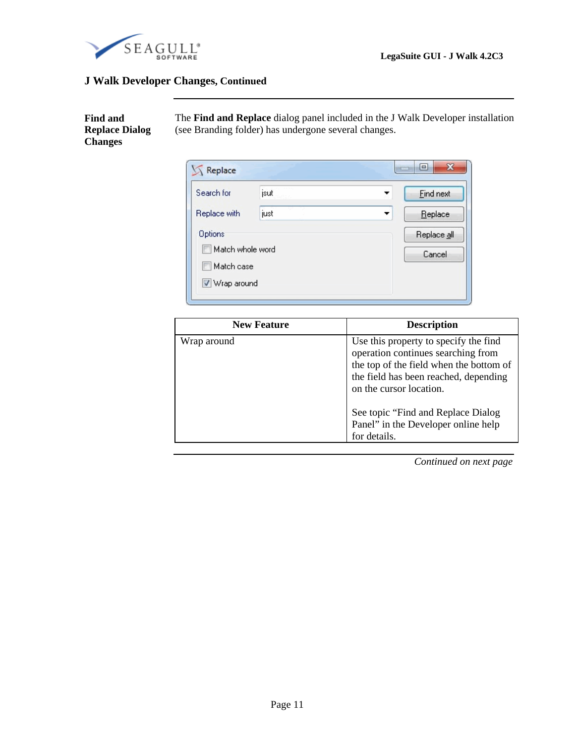## J Walk Developer Changes, Continued

### Find and Replace Dialog Changes

The **Find and Replace** dialog panel included in the J Walk Developer installation (see Branding folder) has undergone several changes.

| New Feature | Description |
| --- | --- |
| Wrap around | Use this property to specify the find operation continues searching from the top of the field when the bottom of the field has been reached, depending on the cursor location. <br><br> See topic “Find and Replace Dialog Panel” in the Developer online help for details. |

*Continued on next page*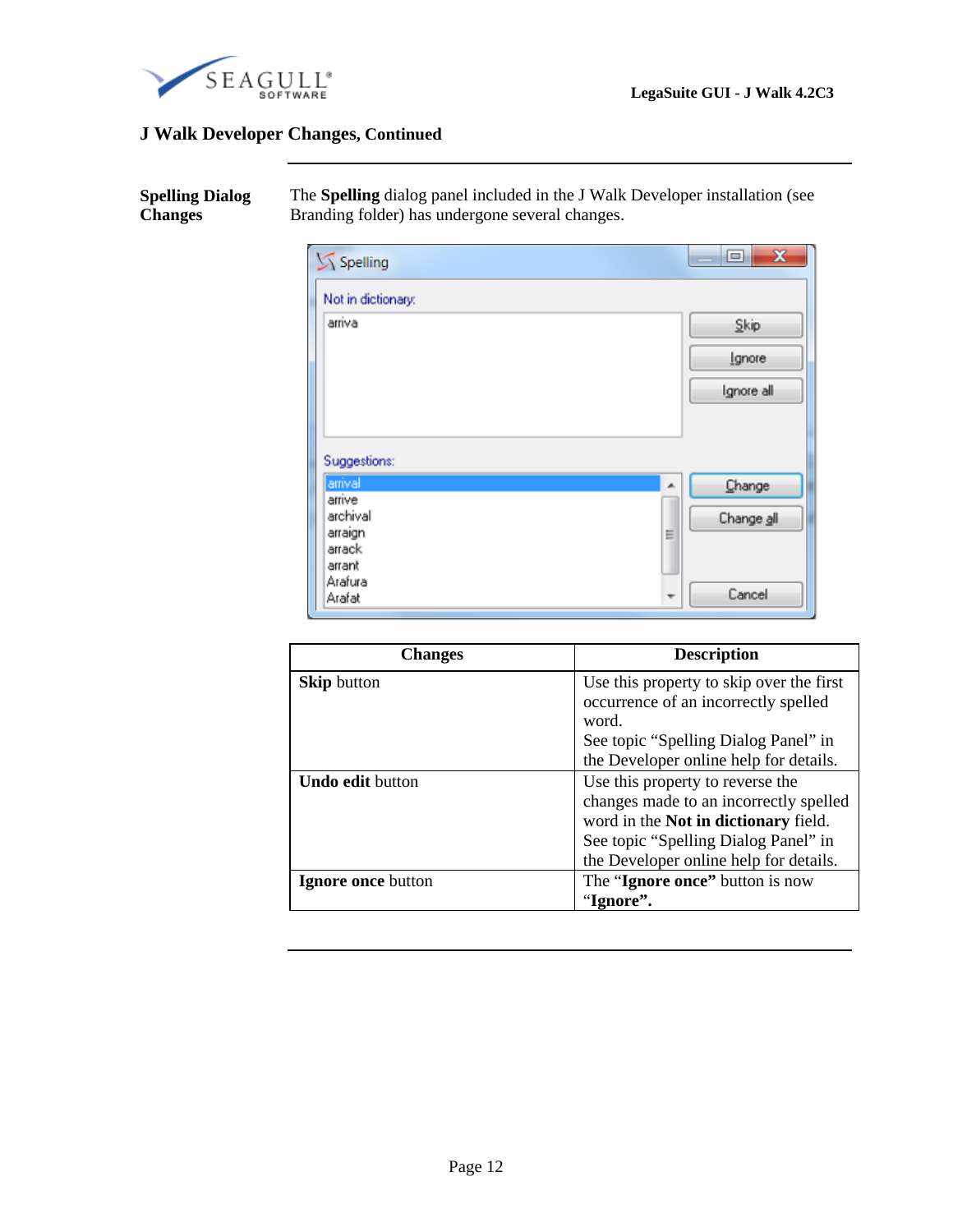## J Walk Developer Changes, Continued

**Spelling Dialog Changes**

The **Spelling** dialog panel included in the J Walk Developer installation (see Branding folder) has undergone several changes.

| Changes | Description |
|---|---|
| **Skip** button | Use this property to skip over the first occurrence of an incorrectly spelled word. See topic "Spelling Dialog Panel" in the Developer online help for details. |
| **Undo edit** button | Use this property to reverse the changes made to an incorrectly spelled word in the **Not in dictionary** field. See topic "Spelling Dialog Panel" in the Developer online help for details. |
| **Ignore once** button | The "**Ignore once"** button is now "**Ignore".** |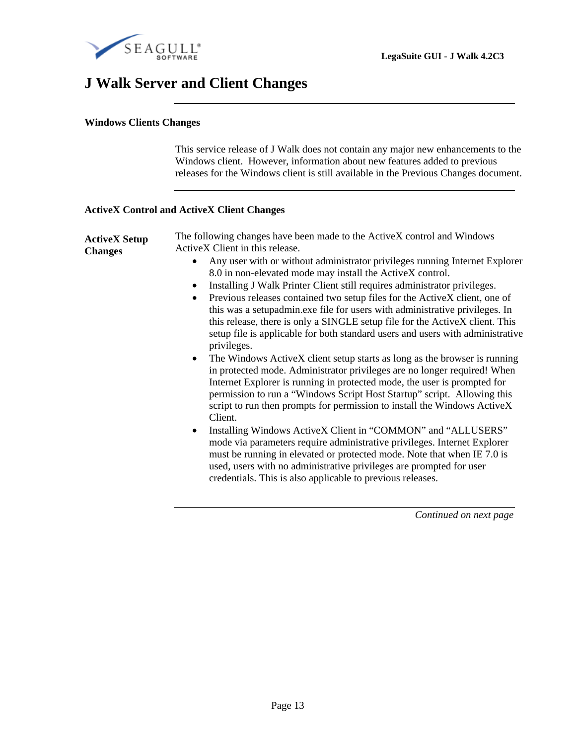# J Walk Server and Client Changes

---

### Windows Clients Changes

This service release of J Walk does not contain any major new enhancements to the Windows client. However, information about new features added to previous releases for the Windows client is still available in the Previous Changes document.

---

### ActiveX Control and ActiveX Client Changes

**ActiveX Setup Changes**

The following changes have been made to the ActiveX control and Windows ActiveX Client in this release.

- Any user with or without administrator privileges running Internet Explorer 8.0 in non-elevated mode may install the ActiveX control.
- Installing J Walk Printer Client still requires administrator privileges.
- Previous releases contained two setup files for the ActiveX client, one of this was a setupadmin.exe file for users with administrative privileges. In this release, there is only a SINGLE setup file for the ActiveX client. This setup file is applicable for both standard users and users with administrative privileges.
- The Windows ActiveX client setup starts as long as the browser is running in protected mode. Administrator privileges are no longer required! When Internet Explorer is running in protected mode, the user is prompted for permission to run a “Windows Script Host Startup” script. Allowing this script to run then prompts for permission to install the Windows ActiveX Client.
- Installing Windows ActiveX Client in “COMMON” and “ALLUSERS” mode via parameters require administrative privileges. Internet Explorer must be running in elevated or protected mode. Note that when IE 7.0 is used, users with no administrative privileges are prompted for user credentials. This is also applicable to previous releases.

---

*Continued on next page*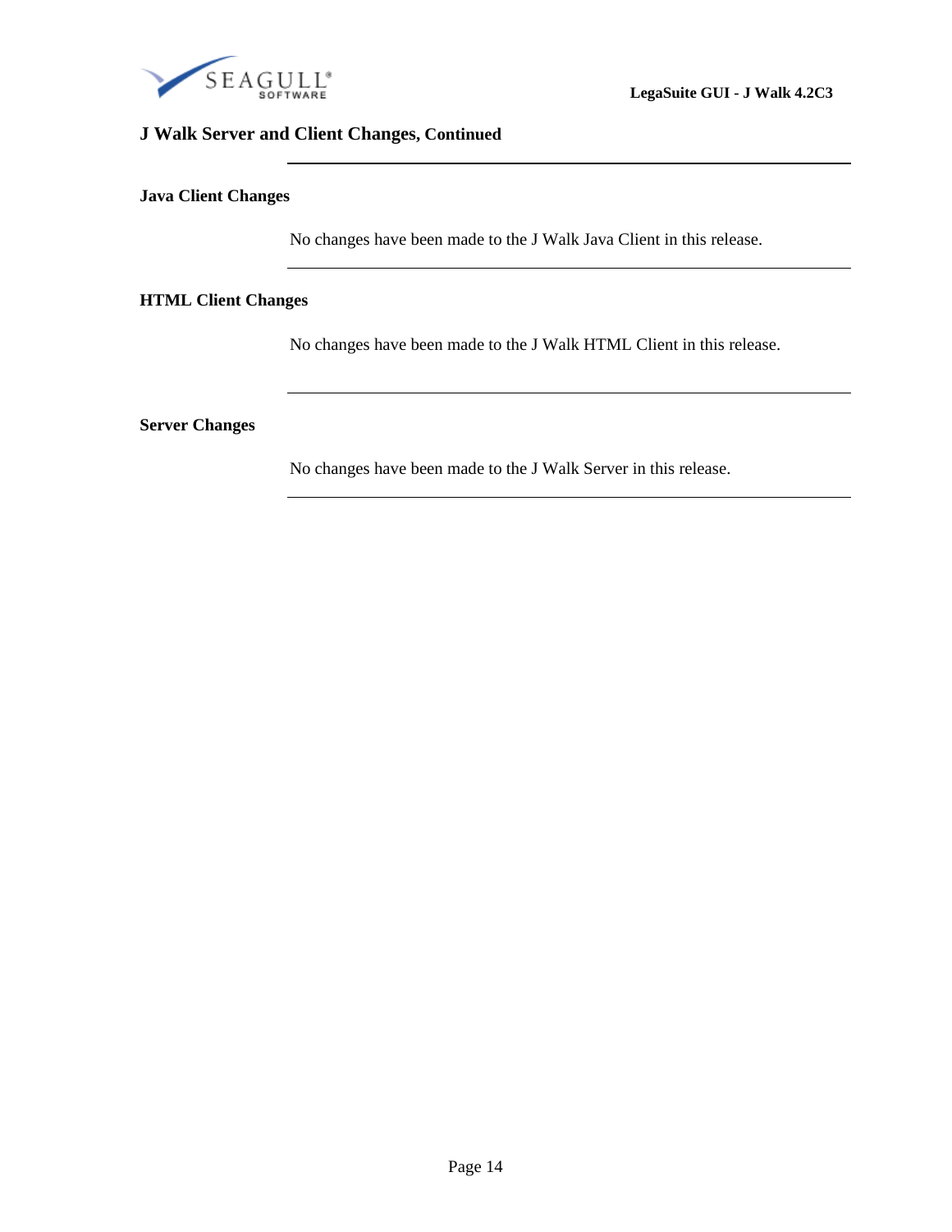## J Walk Server and Client Changes, Continued

### Java Client Changes

No changes have been made to the J Walk Java Client in this release.

### HTML Client Changes

No changes have been made to the J Walk HTML Client in this release.

### Server Changes

No changes have been made to the J Walk Server in this release.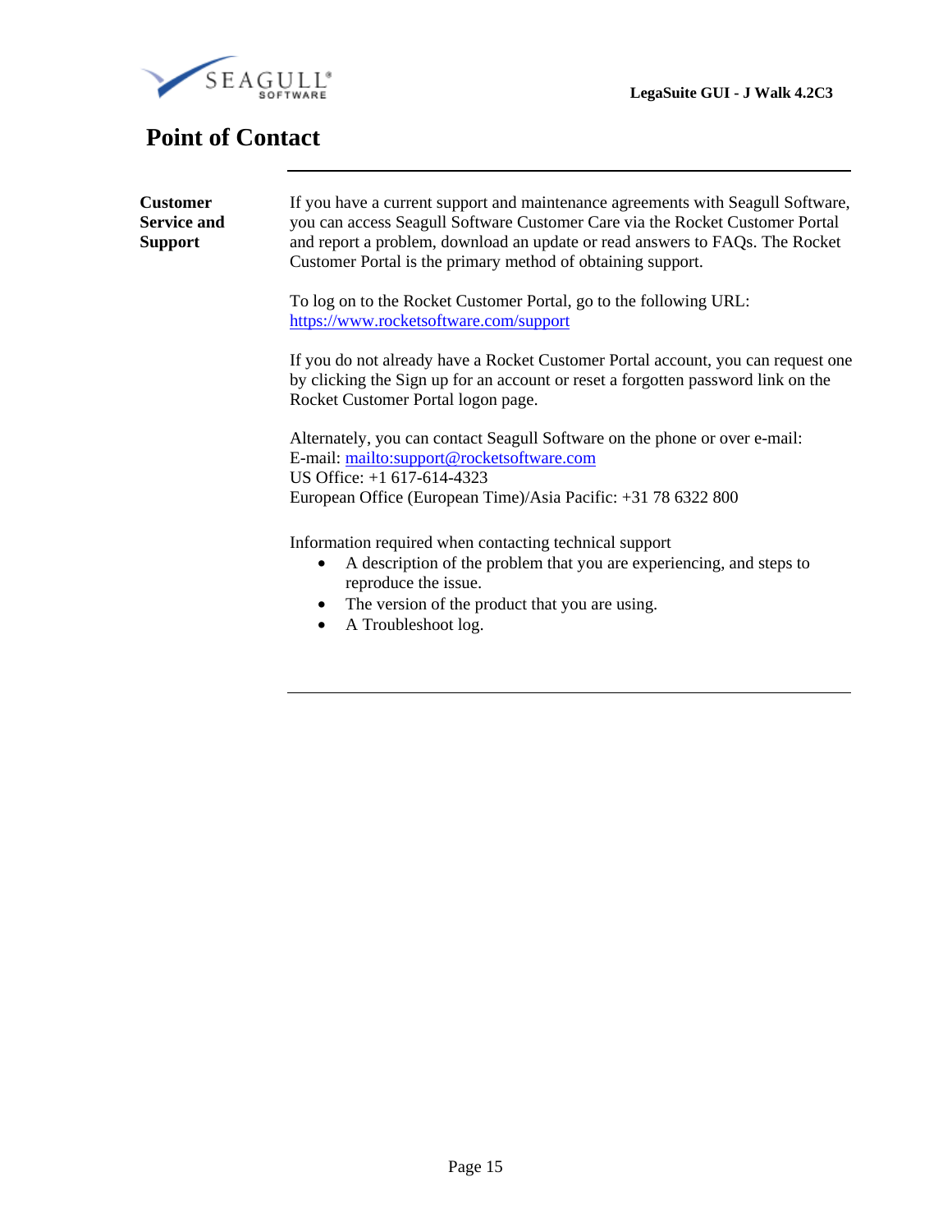# Point of Contact

**Customer Service and Support**

If you have a current support and maintenance agreements with Seagull Software, you can access Seagull Software Customer Care via the Rocket Customer Portal and report a problem, download an update or read answers to FAQs. The Rocket Customer Portal is the primary method of obtaining support.

To log on to the Rocket Customer Portal, go to the following URL:
https://www.rocketsoftware.com/support

If you do not already have a Rocket Customer Portal account, you can request one by clicking the Sign up for an account or reset a forgotten password link on the Rocket Customer Portal logon page.

Alternately, you can contact Seagull Software on the phone or over e-mail:
E-mail: mailto:support@rocketsoftware.com
US Office: +1 617-614-4323
European Office (European Time)/Asia Pacific: +31 78 6322 800

Information required when contacting technical support

- A description of the problem that you are experiencing, and steps to reproduce the issue.
- The version of the product that you are using.
- A Troubleshoot log.